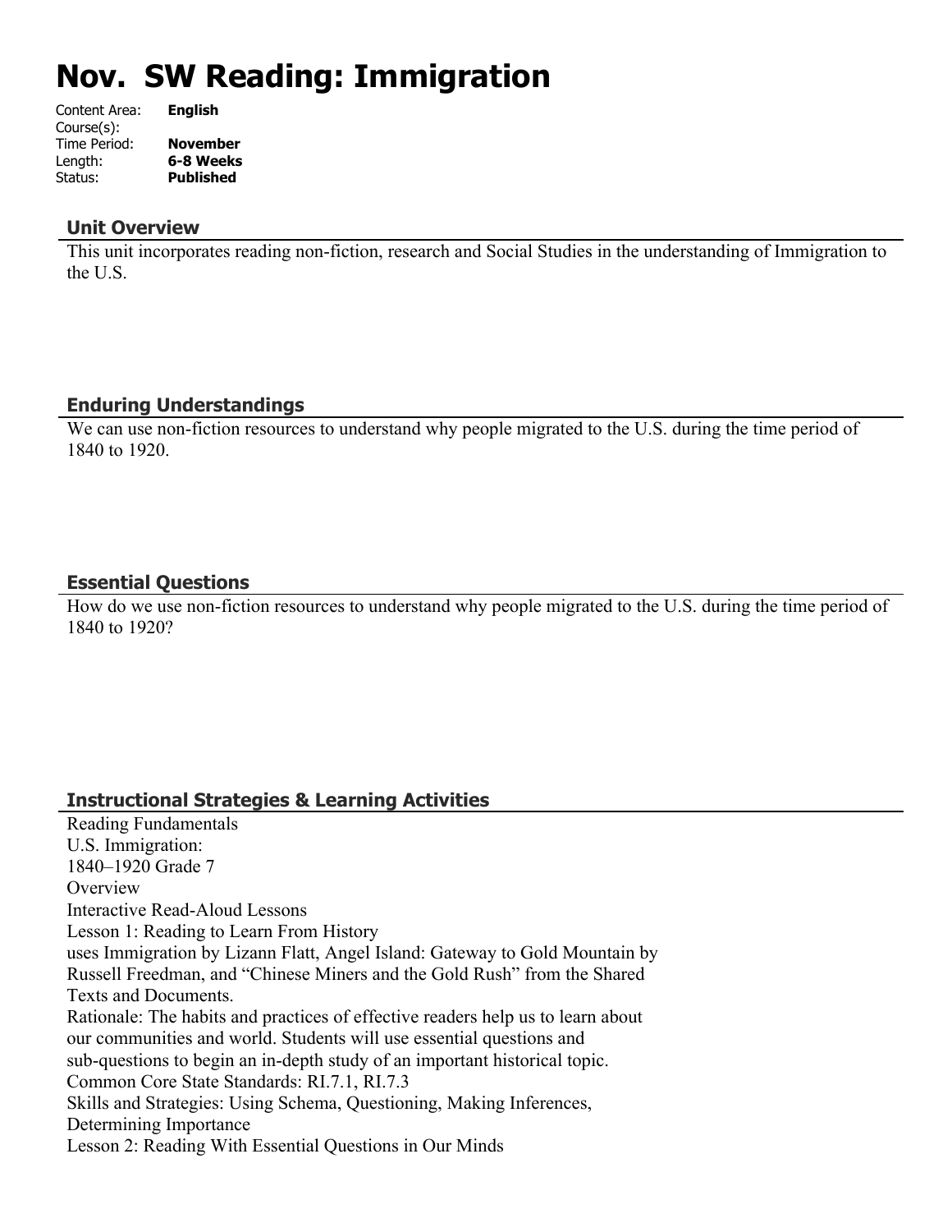# Nov. SW Reading: Immigration

| | |
|---|---|
| Content Area: | **English** |
| Course(s): | |
| Time Period: | **November** |
| Length: | **6-8 Weeks** |
| Status: | **Published** |

## Unit Overview

This unit incorporates reading non-fiction, research and Social Studies in the understanding of Immigration to the U.S.

## Enduring Understandings

We can use non-fiction resources to understand why people migrated to the U.S. during the time period of 1840 to 1920.

## Essential Questions

How do we use non-fiction resources to understand why people migrated to the U.S. during the time period of 1840 to 1920?

## Instructional Strategies & Learning Activities

Reading Fundamentals
U.S. Immigration:
1840–1920 Grade 7
Overview
Interactive Read-Aloud Lessons
Lesson 1: Reading to Learn From History
uses Immigration by Lizann Flatt, Angel Island: Gateway to Gold Mountain by Russell Freedman, and "Chinese Miners and the Gold Rush" from the Shared Texts and Documents.
Rationale: The habits and practices of effective readers help us to learn about our communities and world. Students will use essential questions and sub-questions to begin an in-depth study of an important historical topic.
Common Core State Standards: RI.7.1, RI.7.3
Skills and Strategies: Using Schema, Questioning, Making Inferences, Determining Importance
Lesson 2: Reading With Essential Questions in Our Minds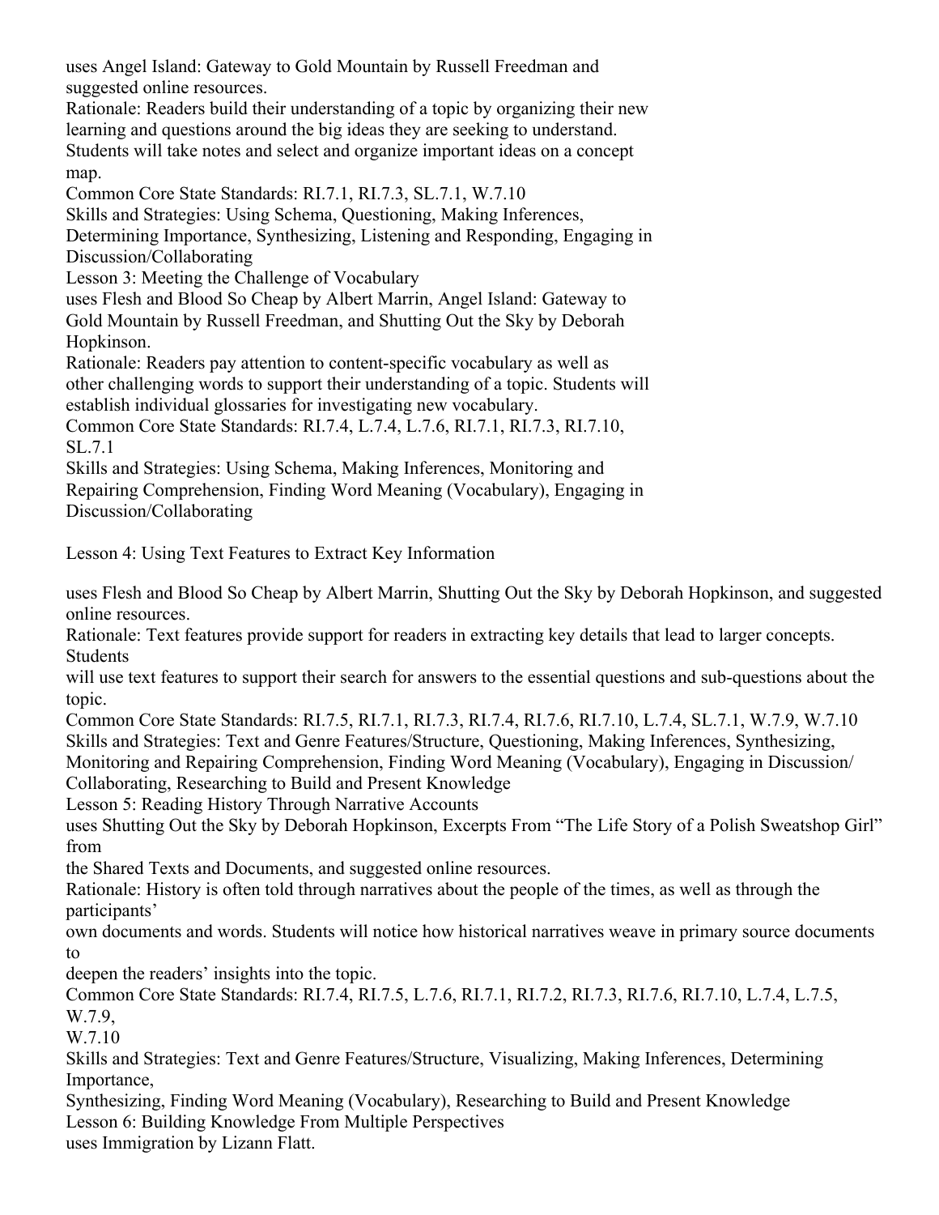uses Angel Island: Gateway to Gold Mountain by Russell Freedman and suggested online resources.
Rationale: Readers build their understanding of a topic by organizing their new learning and questions around the big ideas they are seeking to understand. Students will take notes and select and organize important ideas on a concept map.
Common Core State Standards: RI.7.1, RI.7.3, SL.7.1, W.7.10
Skills and Strategies: Using Schema, Questioning, Making Inferences, Determining Importance, Synthesizing, Listening and Responding, Engaging in Discussion/Collaborating

Lesson 3: Meeting the Challenge of Vocabulary
uses Flesh and Blood So Cheap by Albert Marrin, Angel Island: Gateway to Gold Mountain by Russell Freedman, and Shutting Out the Sky by Deborah Hopkinson.
Rationale: Readers pay attention to content-specific vocabulary as well as other challenging words to support their understanding of a topic. Students will establish individual glossaries for investigating new vocabulary.
Common Core State Standards: RI.7.4, L.7.4, L.7.6, RI.7.1, RI.7.3, RI.7.10, SL.7.1
Skills and Strategies: Using Schema, Making Inferences, Monitoring and Repairing Comprehension, Finding Word Meaning (Vocabulary), Engaging in Discussion/Collaborating

Lesson 4: Using Text Features to Extract Key Information

uses Flesh and Blood So Cheap by Albert Marrin, Shutting Out the Sky by Deborah Hopkinson, and suggested online resources.
Rationale: Text features provide support for readers in extracting key details that lead to larger concepts. Students will use text features to support their search for answers to the essential questions and sub-questions about the topic.
Common Core State Standards: RI.7.5, RI.7.1, RI.7.3, RI.7.4, RI.7.6, RI.7.10, L.7.4, SL.7.1, W.7.9, W.7.10
Skills and Strategies: Text and Genre Features/Structure, Questioning, Making Inferences, Synthesizing, Monitoring and Repairing Comprehension, Finding Word Meaning (Vocabulary), Engaging in Discussion/Collaborating, Researching to Build and Present Knowledge

Lesson 5: Reading History Through Narrative Accounts
uses Shutting Out the Sky by Deborah Hopkinson, Excerpts From "The Life Story of a Polish Sweatshop Girl" from the Shared Texts and Documents, and suggested online resources.
Rationale: History is often told through narratives about the people of the times, as well as through the participants' own documents and words. Students will notice how historical narratives weave in primary source documents to deepen the readers' insights into the topic.
Common Core State Standards: RI.7.4, RI.7.5, L.7.6, RI.7.1, RI.7.2, RI.7.3, RI.7.6, RI.7.10, L.7.4, L.7.5, W.7.9, W.7.10
Skills and Strategies: Text and Genre Features/Structure, Visualizing, Making Inferences, Determining Importance, Synthesizing, Finding Word Meaning (Vocabulary), Researching to Build and Present Knowledge

Lesson 6: Building Knowledge From Multiple Perspectives
uses Immigration by Lizann Flatt.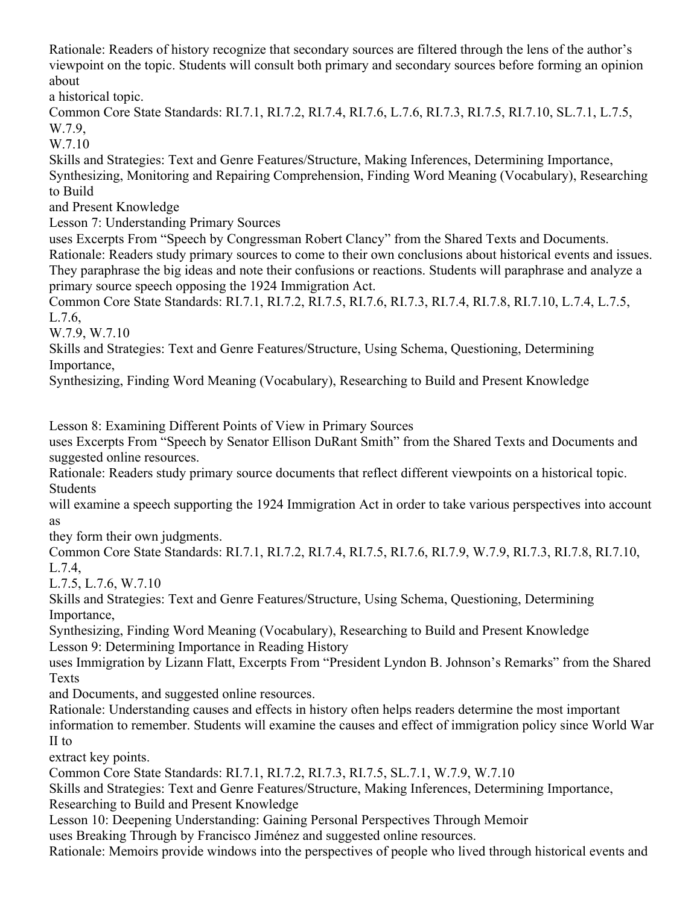Rationale: Readers of history recognize that secondary sources are filtered through the lens of the author's viewpoint on the topic. Students will consult both primary and secondary sources before forming an opinion about a historical topic.

Common Core State Standards: RI.7.1, RI.7.2, RI.7.4, RI.7.6, L.7.6, RI.7.3, RI.7.5, RI.7.10, SL.7.1, L.7.5, W.7.9, W.7.10

Skills and Strategies: Text and Genre Features/Structure, Making Inferences, Determining Importance, Synthesizing, Monitoring and Repairing Comprehension, Finding Word Meaning (Vocabulary), Researching to Build and Present Knowledge

Lesson 7: Understanding Primary Sources

uses Excerpts From "Speech by Congressman Robert Clancy" from the Shared Texts and Documents.

Rationale: Readers study primary sources to come to their own conclusions about historical events and issues. They paraphrase the big ideas and note their confusions or reactions. Students will paraphrase and analyze a primary source speech opposing the 1924 Immigration Act.

Common Core State Standards: RI.7.1, RI.7.2, RI.7.5, RI.7.6, RI.7.3, RI.7.4, RI.7.8, RI.7.10, L.7.4, L.7.5, L.7.6, W.7.9, W.7.10

Skills and Strategies: Text and Genre Features/Structure, Using Schema, Questioning, Determining Importance, Synthesizing, Finding Word Meaning (Vocabulary), Researching to Build and Present Knowledge

Lesson 8: Examining Different Points of View in Primary Sources

uses Excerpts From "Speech by Senator Ellison DuRant Smith" from the Shared Texts and Documents and suggested online resources.

Rationale: Readers study primary source documents that reflect different viewpoints on a historical topic. Students will examine a speech supporting the 1924 Immigration Act in order to take various perspectives into account as they form their own judgments.

Common Core State Standards: RI.7.1, RI.7.2, RI.7.4, RI.7.5, RI.7.6, RI.7.9, W.7.9, RI.7.3, RI.7.8, RI.7.10, L.7.4, L.7.5, L.7.6, W.7.10

Skills and Strategies: Text and Genre Features/Structure, Using Schema, Questioning, Determining Importance, Synthesizing, Finding Word Meaning (Vocabulary), Researching to Build and Present Knowledge

Lesson 9: Determining Importance in Reading History

uses Immigration by Lizann Flatt, Excerpts From "President Lyndon B. Johnson's Remarks" from the Shared Texts and Documents, and suggested online resources.

Rationale: Understanding causes and effects in history often helps readers determine the most important information to remember. Students will examine the causes and effect of immigration policy since World War II to extract key points.

Common Core State Standards: RI.7.1, RI.7.2, RI.7.3, RI.7.5, SL.7.1, W.7.9, W.7.10

Skills and Strategies: Text and Genre Features/Structure, Making Inferences, Determining Importance, Researching to Build and Present Knowledge

Lesson 10: Deepening Understanding: Gaining Personal Perspectives Through Memoir

uses Breaking Through by Francisco Jiménez and suggested online resources.

Rationale: Memoirs provide windows into the perspectives of people who lived through historical events and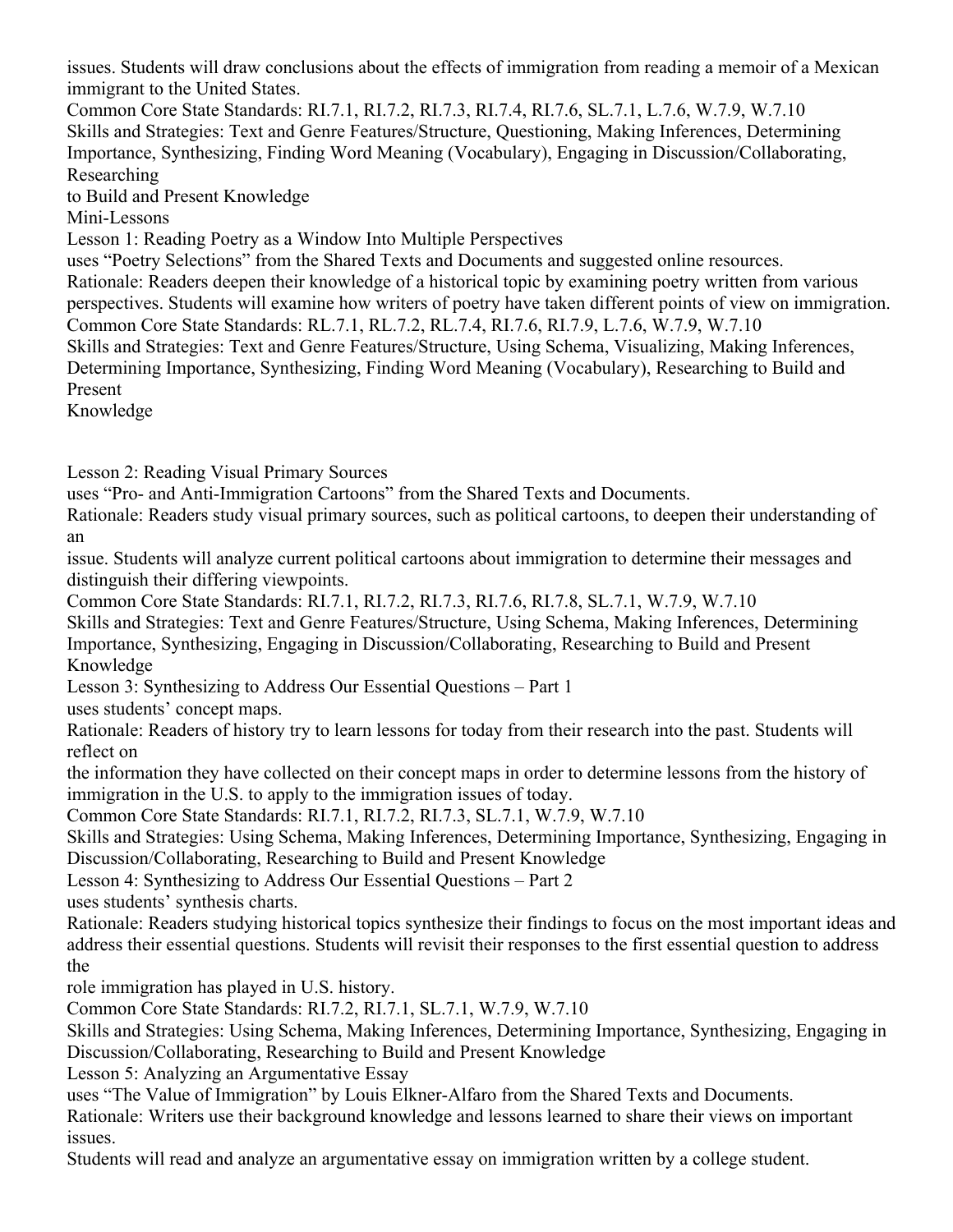issues. Students will draw conclusions about the effects of immigration from reading a memoir of a Mexican immigrant to the United States.

Common Core State Standards: RI.7.1, RI.7.2, RI.7.3, RI.7.4, RI.7.6, SL.7.1, L.7.6, W.7.9, W.7.10

Skills and Strategies: Text and Genre Features/Structure, Questioning, Making Inferences, Determining Importance, Synthesizing, Finding Word Meaning (Vocabulary), Engaging in Discussion/Collaborating, Researching to Build and Present Knowledge

Mini-Lessons

Lesson 1: Reading Poetry as a Window Into Multiple Perspectives

uses "Poetry Selections" from the Shared Texts and Documents and suggested online resources.

Rationale: Readers deepen their knowledge of a historical topic by examining poetry written from various perspectives. Students will examine how writers of poetry have taken different points of view on immigration.

Common Core State Standards: RL.7.1, RL.7.2, RL.7.4, RI.7.6, RI.7.9, L.7.6, W.7.9, W.7.10

Skills and Strategies: Text and Genre Features/Structure, Using Schema, Visualizing, Making Inferences, Determining Importance, Synthesizing, Finding Word Meaning (Vocabulary), Researching to Build and Present Knowledge

Lesson 2: Reading Visual Primary Sources

uses "Pro- and Anti-Immigration Cartoons" from the Shared Texts and Documents.

Rationale: Readers study visual primary sources, such as political cartoons, to deepen their understanding of an issue. Students will analyze current political cartoons about immigration to determine their messages and distinguish their differing viewpoints.

Common Core State Standards: RI.7.1, RI.7.2, RI.7.3, RI.7.6, RI.7.8, SL.7.1, W.7.9, W.7.10

Skills and Strategies: Text and Genre Features/Structure, Using Schema, Making Inferences, Determining Importance, Synthesizing, Engaging in Discussion/Collaborating, Researching to Build and Present Knowledge

Lesson 3: Synthesizing to Address Our Essential Questions – Part 1

uses students' concept maps.

Rationale: Readers of history try to learn lessons for today from their research into the past. Students will reflect on the information they have collected on their concept maps in order to determine lessons from the history of immigration in the U.S. to apply to the immigration issues of today.

Common Core State Standards: RI.7.1, RI.7.2, RI.7.3, SL.7.1, W.7.9, W.7.10

Skills and Strategies: Using Schema, Making Inferences, Determining Importance, Synthesizing, Engaging in Discussion/Collaborating, Researching to Build and Present Knowledge

Lesson 4: Synthesizing to Address Our Essential Questions – Part 2

uses students' synthesis charts.

Rationale: Readers studying historical topics synthesize their findings to focus on the most important ideas and address their essential questions. Students will revisit their responses to the first essential question to address the role immigration has played in U.S. history.

Common Core State Standards: RI.7.2, RI.7.1, SL.7.1, W.7.9, W.7.10

Skills and Strategies: Using Schema, Making Inferences, Determining Importance, Synthesizing, Engaging in Discussion/Collaborating, Researching to Build and Present Knowledge

Lesson 5: Analyzing an Argumentative Essay

uses "The Value of Immigration" by Louis Elkner-Alfaro from the Shared Texts and Documents.

Rationale: Writers use their background knowledge and lessons learned to share their views on important issues.

Students will read and analyze an argumentative essay on immigration written by a college student.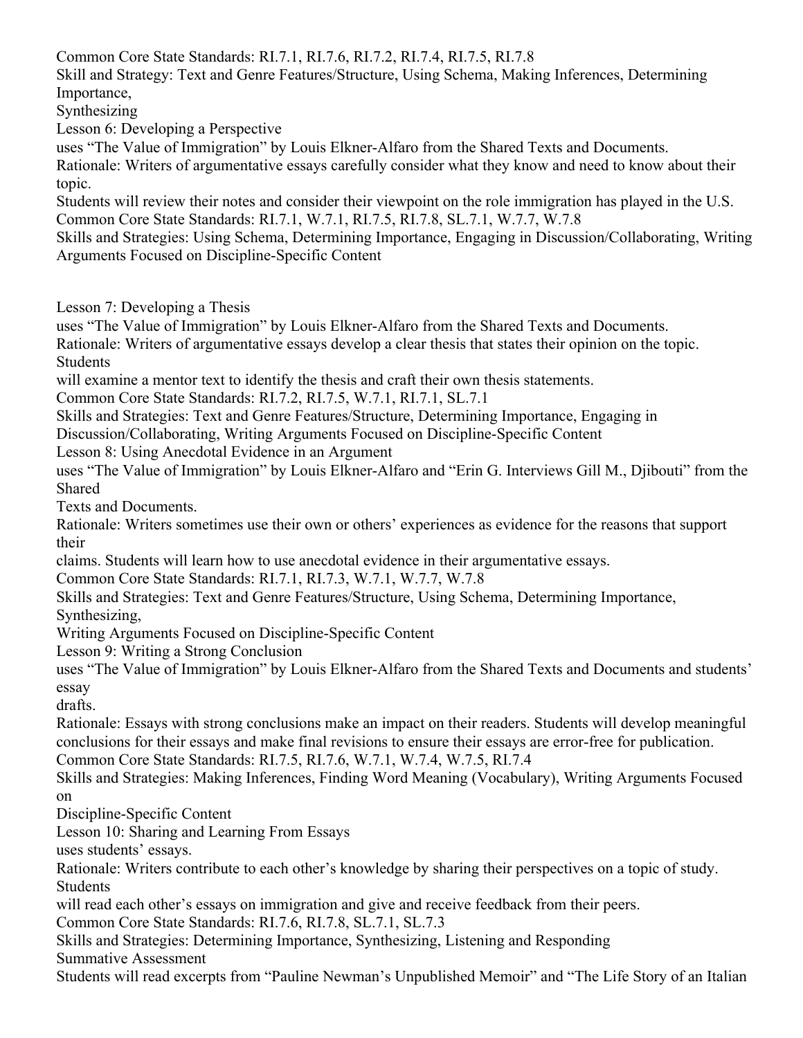Common Core State Standards: RI.7.1, RI.7.6, RI.7.2, RI.7.4, RI.7.5, RI.7.8

Skill and Strategy: Text and Genre Features/Structure, Using Schema, Making Inferences, Determining Importance, Synthesizing

**Lesson 6: Developing a Perspective**

uses "The Value of Immigration" by Louis Elkner-Alfaro from the Shared Texts and Documents.

Rationale: Writers of argumentative essays carefully consider what they know and need to know about their topic.

Students will review their notes and consider their viewpoint on the role immigration has played in the U.S.

Common Core State Standards: RI.7.1, W.7.1, RI.7.5, RI.7.8, SL.7.1, W.7.7, W.7.8

Skills and Strategies: Using Schema, Determining Importance, Engaging in Discussion/Collaborating, Writing Arguments Focused on Discipline-Specific Content

**Lesson 7: Developing a Thesis**

uses "The Value of Immigration" by Louis Elkner-Alfaro from the Shared Texts and Documents.

Rationale: Writers of argumentative essays develop a clear thesis that states their opinion on the topic. Students will examine a mentor text to identify the thesis and craft their own thesis statements.

Common Core State Standards: RI.7.2, RI.7.5, W.7.1, RI.7.1, SL.7.1

Skills and Strategies: Text and Genre Features/Structure, Determining Importance, Engaging in Discussion/Collaborating, Writing Arguments Focused on Discipline-Specific Content

**Lesson 8: Using Anecdotal Evidence in an Argument**

uses "The Value of Immigration" by Louis Elkner-Alfaro and "Erin G. Interviews Gill M., Djibouti" from the Shared Texts and Documents.

Rationale: Writers sometimes use their own or others' experiences as evidence for the reasons that support their claims. Students will learn how to use anecdotal evidence in their argumentative essays.

Common Core State Standards: RI.7.1, RI.7.3, W.7.1, W.7.7, W.7.8

Skills and Strategies: Text and Genre Features/Structure, Using Schema, Determining Importance, Synthesizing, Writing Arguments Focused on Discipline-Specific Content

**Lesson 9: Writing a Strong Conclusion**

uses "The Value of Immigration" by Louis Elkner-Alfaro from the Shared Texts and Documents and students' essay drafts.

Rationale: Essays with strong conclusions make an impact on their readers. Students will develop meaningful conclusions for their essays and make final revisions to ensure their essays are error-free for publication.

Common Core State Standards: RI.7.5, RI.7.6, W.7.1, W.7.4, W.7.5, RI.7.4

Skills and Strategies: Making Inferences, Finding Word Meaning (Vocabulary), Writing Arguments Focused on Discipline-Specific Content

**Lesson 10: Sharing and Learning From Essays**

uses students' essays.

Rationale: Writers contribute to each other's knowledge by sharing their perspectives on a topic of study. Students will read each other's essays on immigration and give and receive feedback from their peers.

Common Core State Standards: RI.7.6, RI.7.8, SL.7.1, SL.7.3

Skills and Strategies: Determining Importance, Synthesizing, Listening and Responding

**Summative Assessment**

Students will read excerpts from "Pauline Newman's Unpublished Memoir" and "The Life Story of an Italian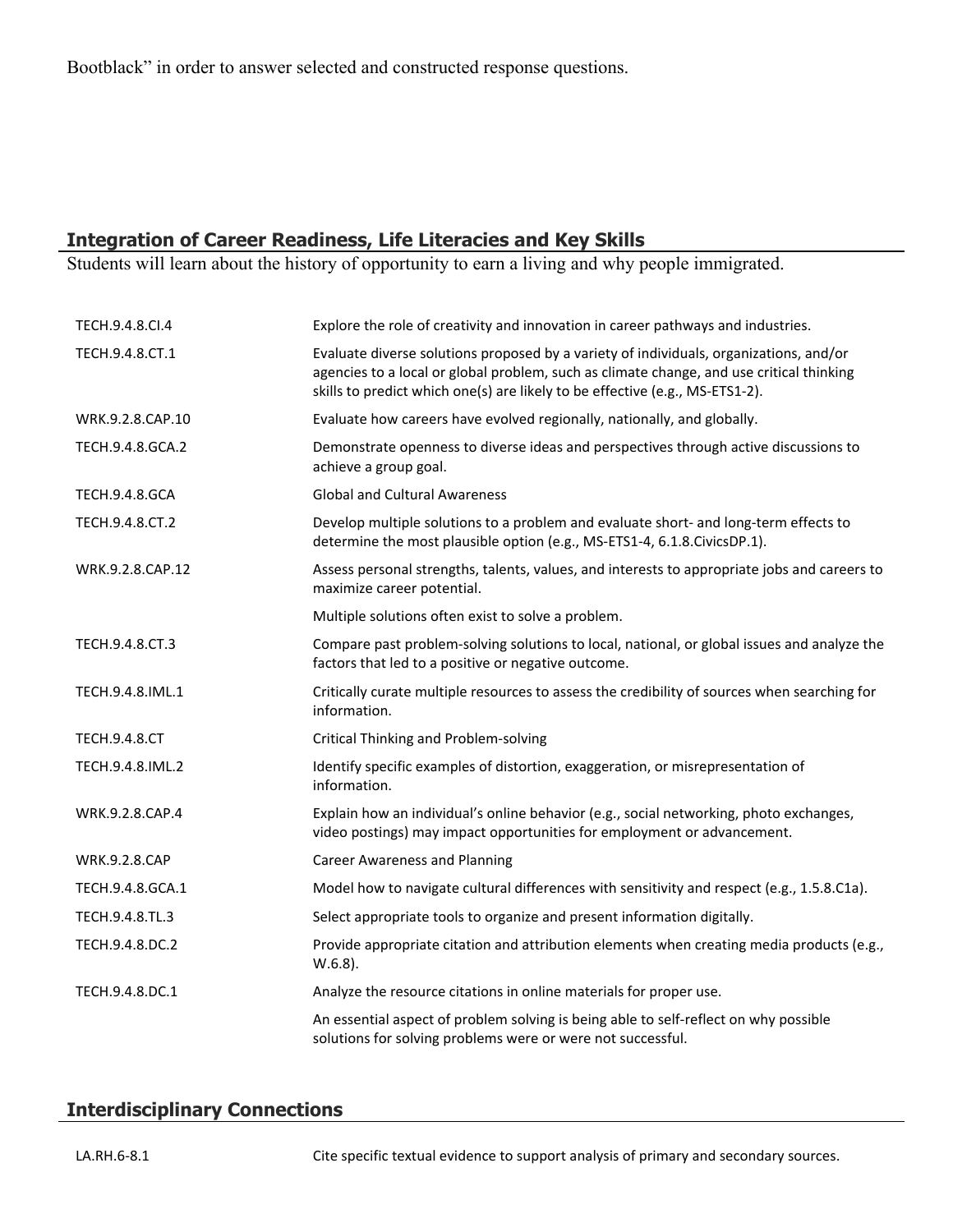Bootblack" in order to answer selected and constructed response questions.

## Integration of Career Readiness, Life Literacies and Key Skills

Students will learn about the history of opportunity to earn a living and why people immigrated.

| | |
|---|---|
| TECH.9.4.8.CI.4 | Explore the role of creativity and innovation in career pathways and industries. |
| TECH.9.4.8.CT.1 | Evaluate diverse solutions proposed by a variety of individuals, organizations, and/or agencies to a local or global problem, such as climate change, and use critical thinking skills to predict which one(s) are likely to be effective (e.g., MS-ETS1-2). |
| WRK.9.2.8.CAP.10 | Evaluate how careers have evolved regionally, nationally, and globally. |
| TECH.9.4.8.GCA.2 | Demonstrate openness to diverse ideas and perspectives through active discussions to achieve a group goal. |
| TECH.9.4.8.GCA | Global and Cultural Awareness |
| TECH.9.4.8.CT.2 | Develop multiple solutions to a problem and evaluate short- and long-term effects to determine the most plausible option (e.g., MS-ETS1-4, 6.1.8.CivicsDP.1). |
| WRK.9.2.8.CAP.12 | Assess personal strengths, talents, values, and interests to appropriate jobs and careers to maximize career potential. |
| | Multiple solutions often exist to solve a problem. |
| TECH.9.4.8.CT.3 | Compare past problem-solving solutions to local, national, or global issues and analyze the factors that led to a positive or negative outcome. |
| TECH.9.4.8.IML.1 | Critically curate multiple resources to assess the credibility of sources when searching for information. |
| TECH.9.4.8.CT | Critical Thinking and Problem-solving |
| TECH.9.4.8.IML.2 | Identify specific examples of distortion, exaggeration, or misrepresentation of information. |
| WRK.9.2.8.CAP.4 | Explain how an individual's online behavior (e.g., social networking, photo exchanges, video postings) may impact opportunities for employment or advancement. |
| WRK.9.2.8.CAP | Career Awareness and Planning |
| TECH.9.4.8.GCA.1 | Model how to navigate cultural differences with sensitivity and respect (e.g., 1.5.8.C1a). |
| TECH.9.4.8.TL.3 | Select appropriate tools to organize and present information digitally. |
| TECH.9.4.8.DC.2 | Provide appropriate citation and attribution elements when creating media products (e.g., W.6.8). |
| TECH.9.4.8.DC.1 | Analyze the resource citations in online materials for proper use. |
| | An essential aspect of problem solving is being able to self-reflect on why possible solutions for solving problems were or were not successful. |

## Interdisciplinary Connections

| | |
|---|---|
| LA.RH.6-8.1 | Cite specific textual evidence to support analysis of primary and secondary sources. |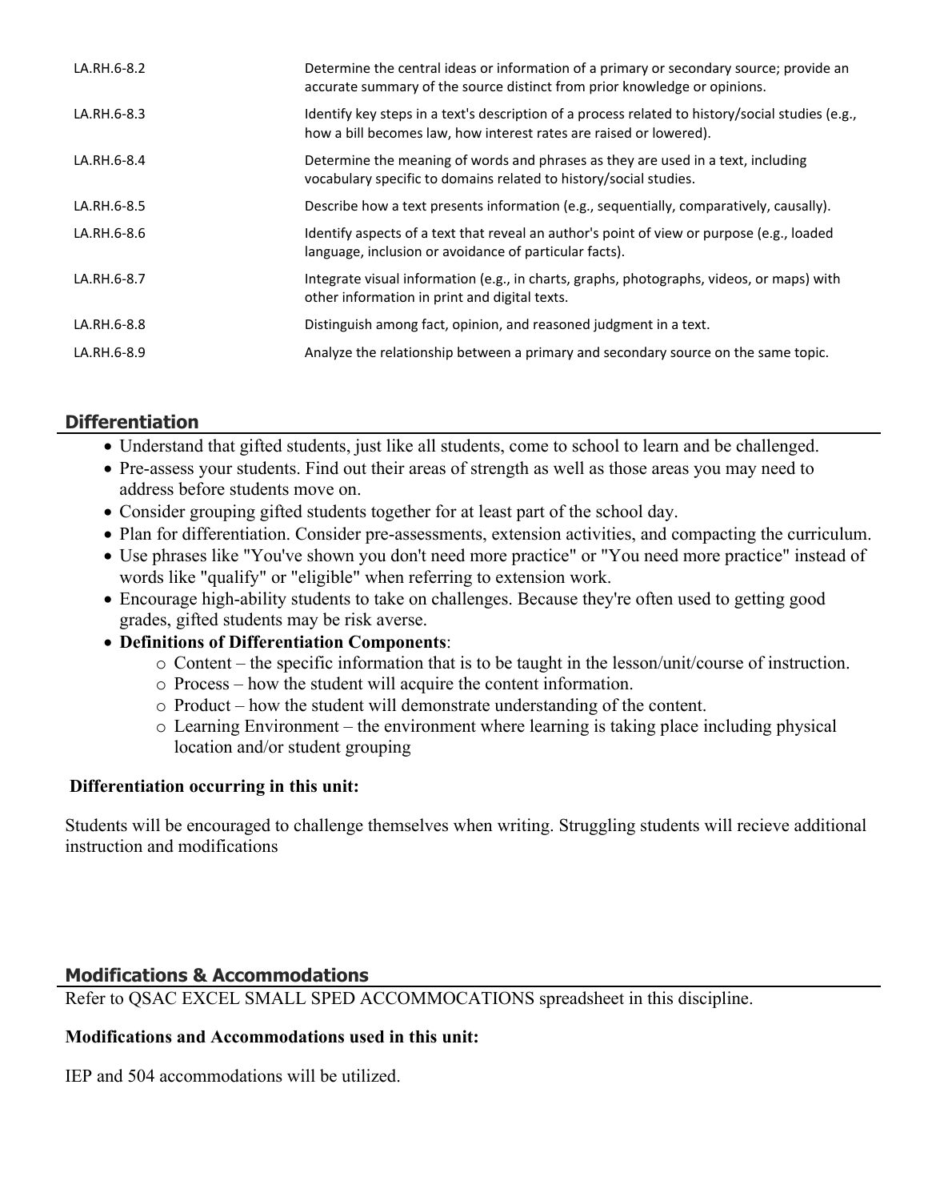| | |
|---|---|
| LA.RH.6-8.2 | Determine the central ideas or information of a primary or secondary source; provide an accurate summary of the source distinct from prior knowledge or opinions. |
| LA.RH.6-8.3 | Identify key steps in a text's description of a process related to history/social studies (e.g., how a bill becomes law, how interest rates are raised or lowered). |
| LA.RH.6-8.4 | Determine the meaning of words and phrases as they are used in a text, including vocabulary specific to domains related to history/social studies. |
| LA.RH.6-8.5 | Describe how a text presents information (e.g., sequentially, comparatively, causally). |
| LA.RH.6-8.6 | Identify aspects of a text that reveal an author's point of view or purpose (e.g., loaded language, inclusion or avoidance of particular facts). |
| LA.RH.6-8.7 | Integrate visual information (e.g., in charts, graphs, photographs, videos, or maps) with other information in print and digital texts. |
| LA.RH.6-8.8 | Distinguish among fact, opinion, and reasoned judgment in a text. |
| LA.RH.6-8.9 | Analyze the relationship between a primary and secondary source on the same topic. |

## Differentiation

- Understand that gifted students, just like all students, come to school to learn and be challenged.
- Pre-assess your students. Find out their areas of strength as well as those areas you may need to address before students move on.
- Consider grouping gifted students together for at least part of the school day.
- Plan for differentiation. Consider pre-assessments, extension activities, and compacting the curriculum.
- Use phrases like "You've shown you don't need more practice" or "You need more practice" instead of words like "qualify" or "eligible" when referring to extension work.
- Encourage high-ability students to take on challenges. Because they're often used to getting good grades, gifted students may be risk averse.
- **Definitions of Differentiation Components**:
  - Content – the specific information that is to be taught in the lesson/unit/course of instruction.
  - Process – how the student will acquire the content information.
  - Product – how the student will demonstrate understanding of the content.
  - Learning Environment – the environment where learning is taking place including physical location and/or student grouping

**Differentiation occurring in this unit:**

Students will be encouraged to challenge themselves when writing. Struggling students will recieve additional instruction and modifications

## Modifications & Accommodations

Refer to QSAC EXCEL SMALL SPED ACCOMMOCATIONS spreadsheet in this discipline.

**Modifications and Accommodations used in this unit:**

IEP and 504 accommodations will be utilized.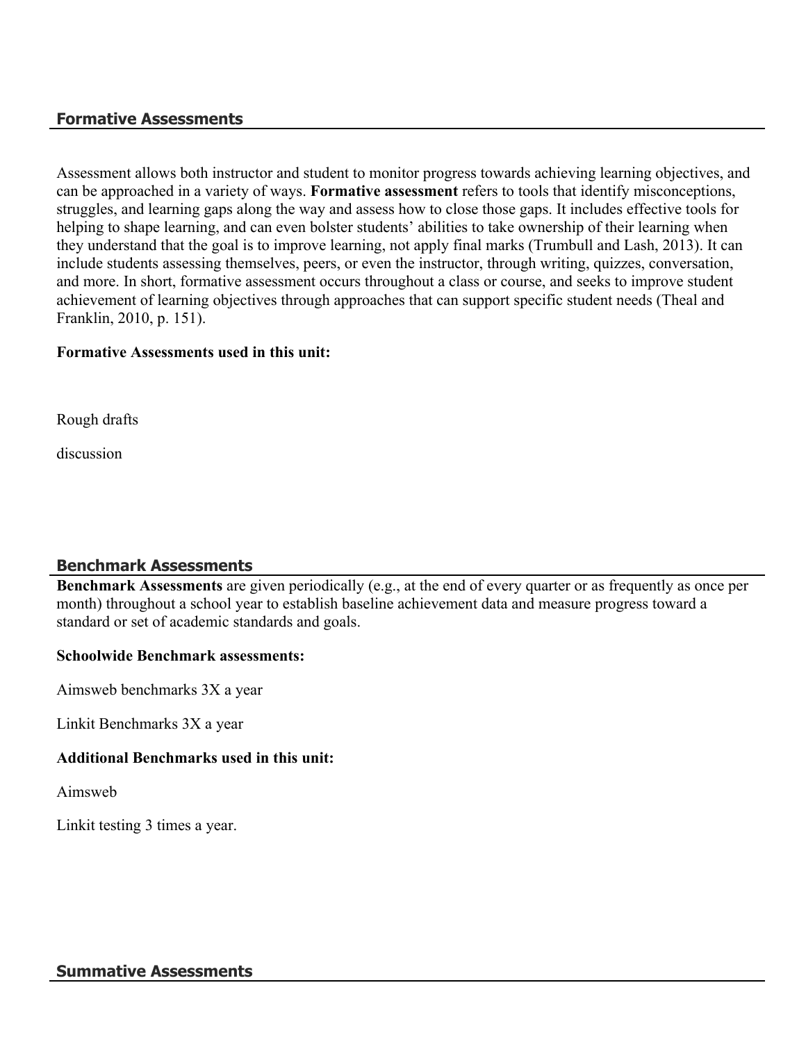## Formative Assessments

Assessment allows both instructor and student to monitor progress towards achieving learning objectives, and can be approached in a variety of ways. **Formative assessment** refers to tools that identify misconceptions, struggles, and learning gaps along the way and assess how to close those gaps. It includes effective tools for helping to shape learning, and can even bolster students' abilities to take ownership of their learning when they understand that the goal is to improve learning, not apply final marks (Trumbull and Lash, 2013). It can include students assessing themselves, peers, or even the instructor, through writing, quizzes, conversation, and more. In short, formative assessment occurs throughout a class or course, and seeks to improve student achievement of learning objectives through approaches that can support specific student needs (Theal and Franklin, 2010, p. 151).

**Formative Assessments used in this unit:**

Rough drafts

discussion

## Benchmark Assessments

**Benchmark Assessments** are given periodically (e.g., at the end of every quarter or as frequently as once per month) throughout a school year to establish baseline achievement data and measure progress toward a standard or set of academic standards and goals.

**Schoolwide Benchmark assessments:**

Aimsweb benchmarks 3X a year

Linkit Benchmarks 3X a year

**Additional Benchmarks used in this unit:**

Aimsweb

Linkit testing 3 times a year.

## Summative Assessments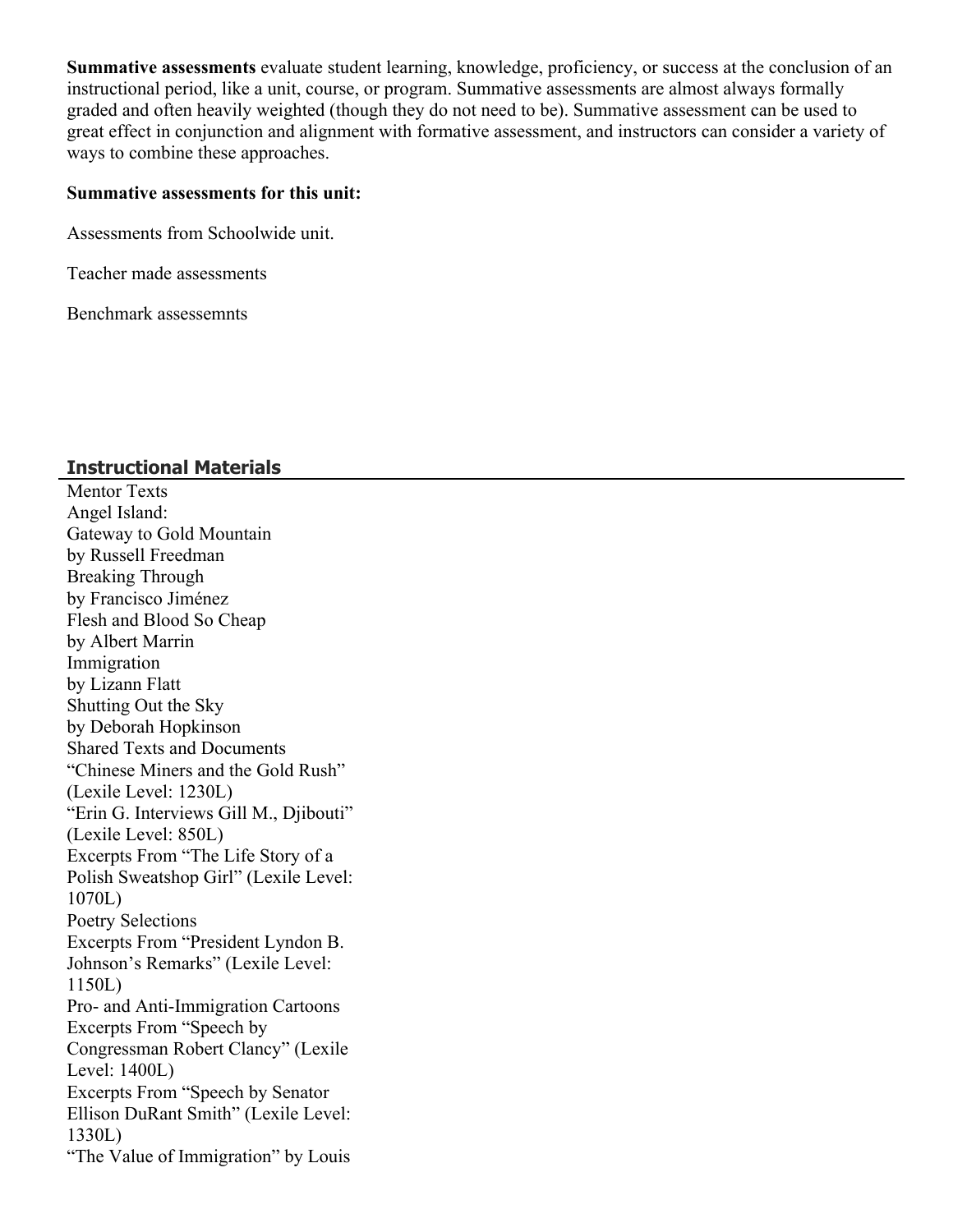**Summative assessments** evaluate student learning, knowledge, proficiency, or success at the conclusion of an instructional period, like a unit, course, or program. Summative assessments are almost always formally graded and often heavily weighted (though they do not need to be). Summative assessment can be used to great effect in conjunction and alignment with formative assessment, and instructors can consider a variety of ways to combine these approaches.

**Summative assessments for this unit:**

Assessments from Schoolwide unit.

Teacher made assessments

Benchmark assessemnts

## Instructional Materials

Mentor Texts
Angel Island:
Gateway to Gold Mountain
by Russell Freedman
Breaking Through
by Francisco Jiménez
Flesh and Blood So Cheap
by Albert Marrin
Immigration
by Lizann Flatt
Shutting Out the Sky
by Deborah Hopkinson
Shared Texts and Documents
"Chinese Miners and the Gold Rush" (Lexile Level: 1230L)
"Erin G. Interviews Gill M., Djibouti" (Lexile Level: 850L)
Excerpts From "The Life Story of a Polish Sweatshop Girl" (Lexile Level: 1070L)
Poetry Selections
Excerpts From "President Lyndon B. Johnson's Remarks" (Lexile Level: 1150L)
Pro- and Anti-Immigration Cartoons
Excerpts From "Speech by Congressman Robert Clancy" (Lexile Level: 1400L)
Excerpts From "Speech by Senator Ellison DuRant Smith" (Lexile Level: 1330L)
"The Value of Immigration" by Louis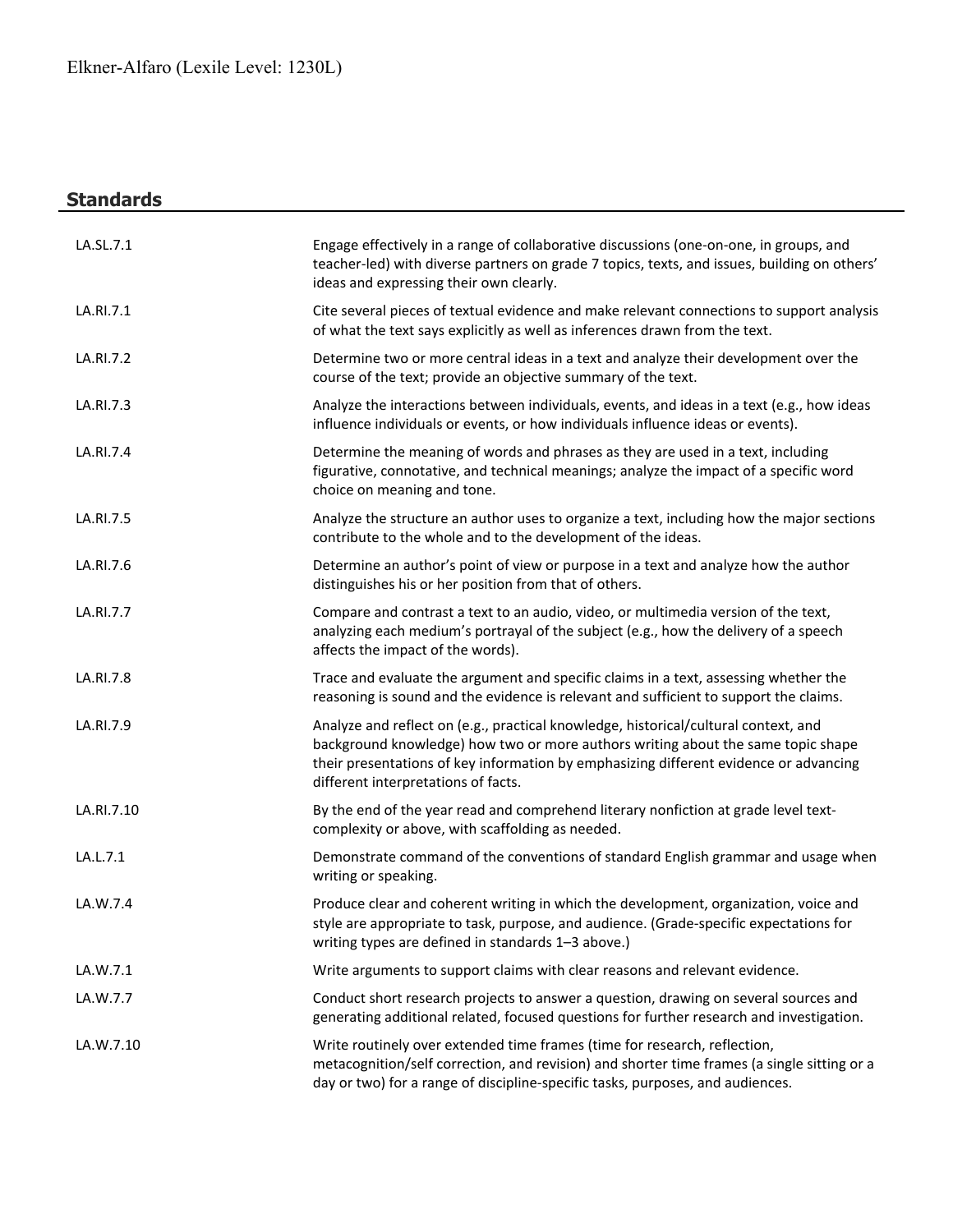Elkner-Alfaro (Lexile Level: 1230L)

## Standards

| | |
|---|---|
| LA.SL.7.1 | Engage effectively in a range of collaborative discussions (one-on-one, in groups, and teacher-led) with diverse partners on grade 7 topics, texts, and issues, building on others' ideas and expressing their own clearly. |
| LA.RI.7.1 | Cite several pieces of textual evidence and make relevant connections to support analysis of what the text says explicitly as well as inferences drawn from the text. |
| LA.RI.7.2 | Determine two or more central ideas in a text and analyze their development over the course of the text; provide an objective summary of the text. |
| LA.RI.7.3 | Analyze the interactions between individuals, events, and ideas in a text (e.g., how ideas influence individuals or events, or how individuals influence ideas or events). |
| LA.RI.7.4 | Determine the meaning of words and phrases as they are used in a text, including figurative, connotative, and technical meanings; analyze the impact of a specific word choice on meaning and tone. |
| LA.RI.7.5 | Analyze the structure an author uses to organize a text, including how the major sections contribute to the whole and to the development of the ideas. |
| LA.RI.7.6 | Determine an author's point of view or purpose in a text and analyze how the author distinguishes his or her position from that of others. |
| LA.RI.7.7 | Compare and contrast a text to an audio, video, or multimedia version of the text, analyzing each medium's portrayal of the subject (e.g., how the delivery of a speech affects the impact of the words). |
| LA.RI.7.8 | Trace and evaluate the argument and specific claims in a text, assessing whether the reasoning is sound and the evidence is relevant and sufficient to support the claims. |
| LA.RI.7.9 | Analyze and reflect on (e.g., practical knowledge, historical/cultural context, and background knowledge) how two or more authors writing about the same topic shape their presentations of key information by emphasizing different evidence or advancing different interpretations of facts. |
| LA.RI.7.10 | By the end of the year read and comprehend literary nonfiction at grade level text-complexity or above, with scaffolding as needed. |
| LA.L.7.1 | Demonstrate command of the conventions of standard English grammar and usage when writing or speaking. |
| LA.W.7.4 | Produce clear and coherent writing in which the development, organization, voice and style are appropriate to task, purpose, and audience. (Grade-specific expectations for writing types are defined in standards 1–3 above.) |
| LA.W.7.1 | Write arguments to support claims with clear reasons and relevant evidence. |
| LA.W.7.7 | Conduct short research projects to answer a question, drawing on several sources and generating additional related, focused questions for further research and investigation. |
| LA.W.7.10 | Write routinely over extended time frames (time for research, reflection, metacognition/self correction, and revision) and shorter time frames (a single sitting or a day or two) for a range of discipline-specific tasks, purposes, and audiences. |